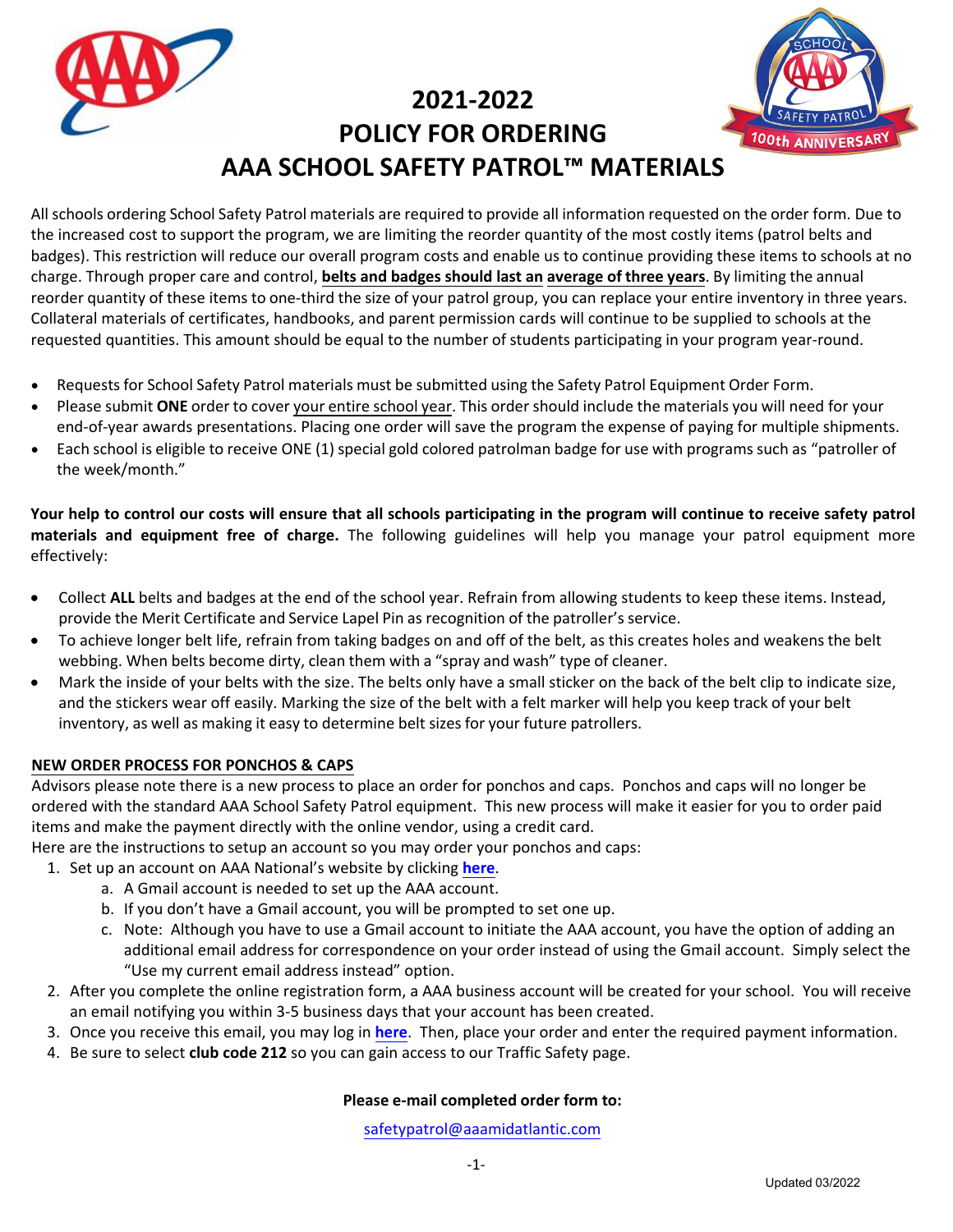# 2021-2022
# POLICY FOR ORDERING
# AAA SCHOOL SAFETY PATROL™ MATERIALS

All schools ordering School Safety Patrol materials are required to provide all information requested on the order form. Due to the increased cost to support the program, we are limiting the reorder quantity of the most costly items (patrol belts and badges). This restriction will reduce our overall program costs and enable us to continue providing these items to schools at no charge. Through proper care and control, **belts and badges should last an average of three years**. By limiting the annual reorder quantity of these items to one-third the size of your patrol group, you can replace your entire inventory in three years. Collateral materials of certificates, handbooks, and parent permission cards will continue to be supplied to schools at the requested quantities. This amount should be equal to the number of students participating in your program year-round.

- Requests for School Safety Patrol materials must be submitted using the Safety Patrol Equipment Order Form.
- Please submit **ONE** order to cover your entire school year. This order should include the materials you will need for your end-of-year awards presentations. Placing one order will save the program the expense of paying for multiple shipments.
- Each school is eligible to receive ONE (1) special gold colored patrolman badge for use with programs such as "patroller of the week/month."

**Your help to control our costs will ensure that all schools participating in the program will continue to receive safety patrol materials and equipment free of charge.** The following guidelines will help you manage your patrol equipment more effectively:

- Collect **ALL** belts and badges at the end of the school year. Refrain from allowing students to keep these items. Instead, provide the Merit Certificate and Service Lapel Pin as recognition of the patroller's service.
- To achieve longer belt life, refrain from taking badges on and off of the belt, as this creates holes and weakens the belt webbing. When belts become dirty, clean them with a "spray and wash" type of cleaner.
- Mark the inside of your belts with the size. The belts only have a small sticker on the back of the belt clip to indicate size, and the stickers wear off easily. Marking the size of the belt with a felt marker will help you keep track of your belt inventory, as well as making it easy to determine belt sizes for your future patrollers.

**NEW ORDER PROCESS FOR PONCHOS & CAPS**

Advisors please note there is a new process to place an order for ponchos and caps. Ponchos and caps will no longer be ordered with the standard AAA School Safety Patrol equipment. This new process will make it easier for you to order paid items and make the payment directly with the online vendor, using a credit card.

Here are the instructions to setup an account so you may order your ponchos and caps:

1. Set up an account on AAA National's website by clicking **here**.
   a. A Gmail account is needed to set up the AAA account.
   b. If you don't have a Gmail account, you will be prompted to set one up.
   c. Note: Although you have to use a Gmail account to initiate the AAA account, you have the option of adding an additional email address for correspondence on your order instead of using the Gmail account. Simply select the "Use my current email address instead" option.
2. After you complete the online registration form, a AAA business account will be created for your school. You will receive an email notifying you within 3-5 business days that your account has been created.
3. Once you receive this email, you may log in **here**. Then, place your order and enter the required payment information.
4. Be sure to select **club code 212** so you can gain access to our Traffic Safety page.

**Please e-mail completed order form to:**

safetypatrol@aaamidatlantic.com

Updated 03/2022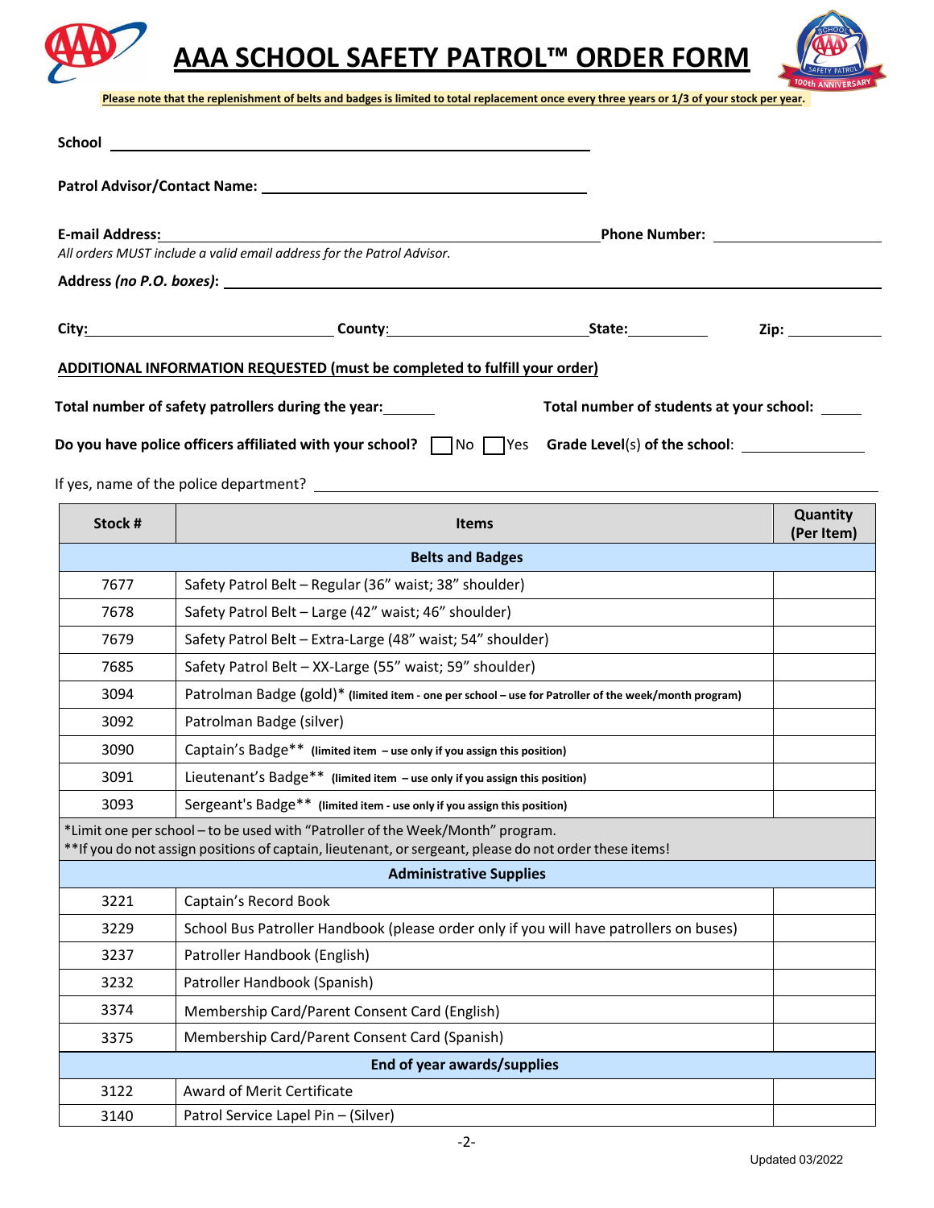# AAA SCHOOL SAFETY PATROL™ ORDER FORM

**Please note that the replenishment of belts and badges is limited to total replacement once every three years or 1/3 of your stock per year.**

**School** ______________________________

**Patrol Advisor/Contact Name:** ______________________________

**E-mail Address:** ______________________________ **Phone Number:** ____________

*All orders MUST include a valid email address for the Patrol Advisor.*

**Address *(no P.O. boxes)*:** ______________________________

**City:** ____________ **County:** ____________ **State:** ________ **Zip:** ________

**ADDITIONAL INFORMATION REQUESTED (must be completed to fulfill your order)**

**Total number of safety patrollers during the year:** ______ **Total number of students at your school:** _____

**Do you have police officers affiliated with your school?** ☐ No ☐ Yes **Grade Level**(s) **of the school**: ____________

If yes, name of the police department? ______________________________

| Stock # | Items | Quantity (Per Item) |
|---|---|---|
| | **Belts and Badges** | |
| 7677 | Safety Patrol Belt – Regular (36" waist; 38" shoulder) | |
| 7678 | Safety Patrol Belt – Large (42" waist; 46" shoulder) | |
| 7679 | Safety Patrol Belt – Extra-Large (48" waist; 54" shoulder) | |
| 7685 | Safety Patrol Belt – XX-Large (55" waist; 59" shoulder) | |
| 3094 | Patrolman Badge (gold)* **(limited item - one per school – use for Patroller of the week/month program)** | |
| 3092 | Patrolman Badge (silver) | |
| 3090 | Captain's Badge** **(limited item – use only if you assign this position)** | |
| 3091 | Lieutenant's Badge** **(limited item – use only if you assign this position)** | |
| 3093 | Sergeant's Badge** **(limited item - use only if you assign this position)** | |
| | *Limit one per school – to be used with "Patroller of the Week/Month" program. **If you do not assign positions of captain, lieutenant, or sergeant, please do not order these items! | |
| | **Administrative Supplies** | |
| 3221 | Captain's Record Book | |
| 3229 | School Bus Patroller Handbook (please order only if you will have patrollers on buses) | |
| 3237 | Patroller Handbook (English) | |
| 3232 | Patroller Handbook (Spanish) | |
| 3374 | Membership Card/Parent Consent Card (English) | |
| 3375 | Membership Card/Parent Consent Card (Spanish) | |
| | **End of year awards/supplies** | |
| 3122 | Award of Merit Certificate | |
| 3140 | Patrol Service Lapel Pin – (Silver) | |

Updated 03/2022